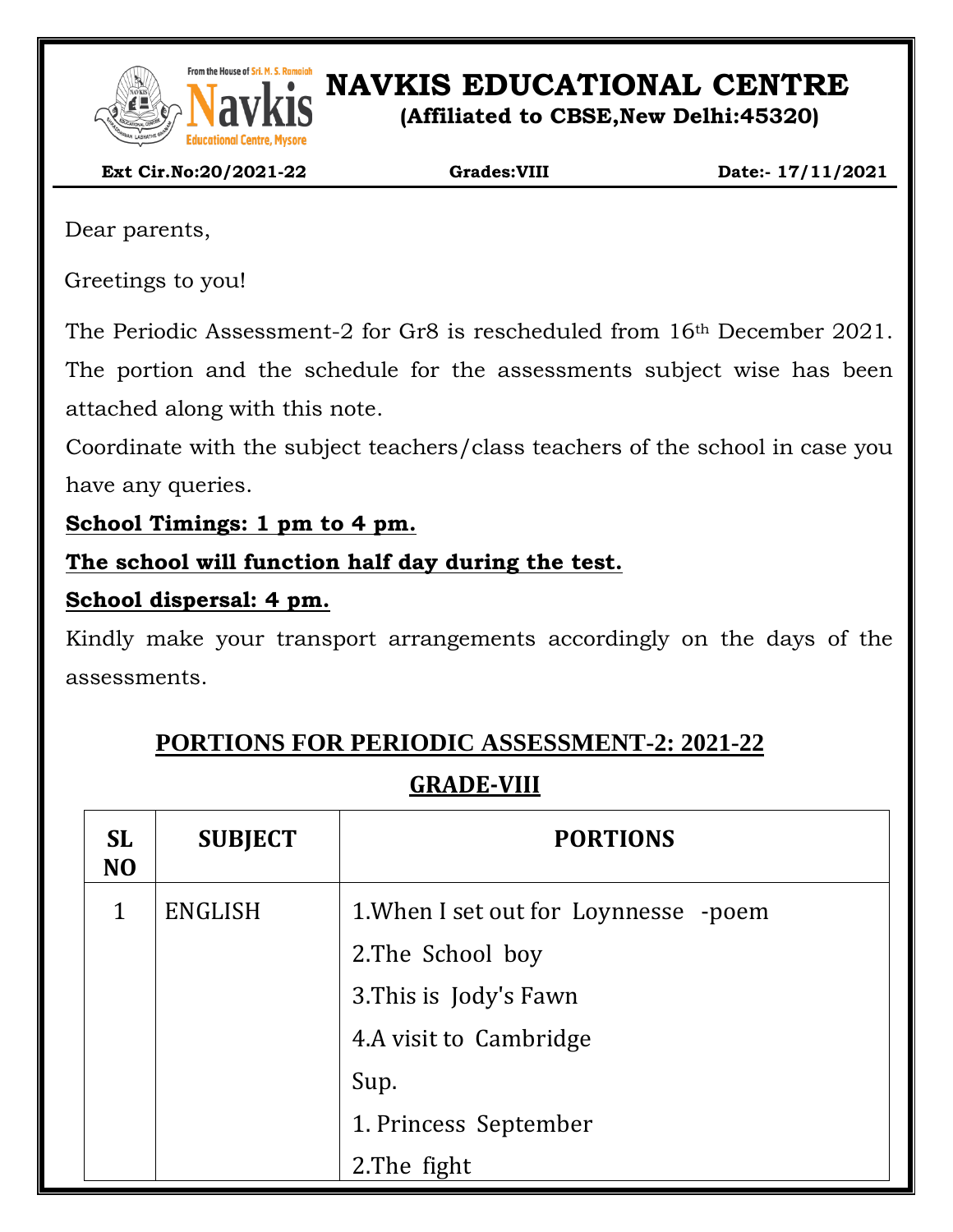# NAVKIS EDUCATIONAL CENTRE

**(Affiliated to CBSE,New Delhi:45320)**

**Ext Cir.No:20/2021-22** **Grades:VIII** **Date:- 17/11/2021**

Dear parents,

Greetings to you!

The Periodic Assessment-2 for Gr8 is rescheduled from 16th December 2021. The portion and the schedule for the assessments subject wise has been attached along with this note.

Coordinate with the subject teachers/class teachers of the school in case you have any queries.

**School Timings: 1 pm to 4 pm.**

**The school will function half day during the test.**

**School dispersal: 4 pm.**

Kindly make your transport arrangements accordingly on the days of the assessments.

## PORTIONS FOR PERIODIC ASSESSMENT-2: 2021-22

## GRADE-VIII

| SL NO | SUBJECT | PORTIONS |
|---|---|---|
| 1 | ENGLISH | 1.When I set out for Loynnesse -poem<br>2.The School boy<br>3.This is Jody's Fawn<br>4.A visit to Cambridge<br>Sup.<br>1. Princess September<br>2.The fight |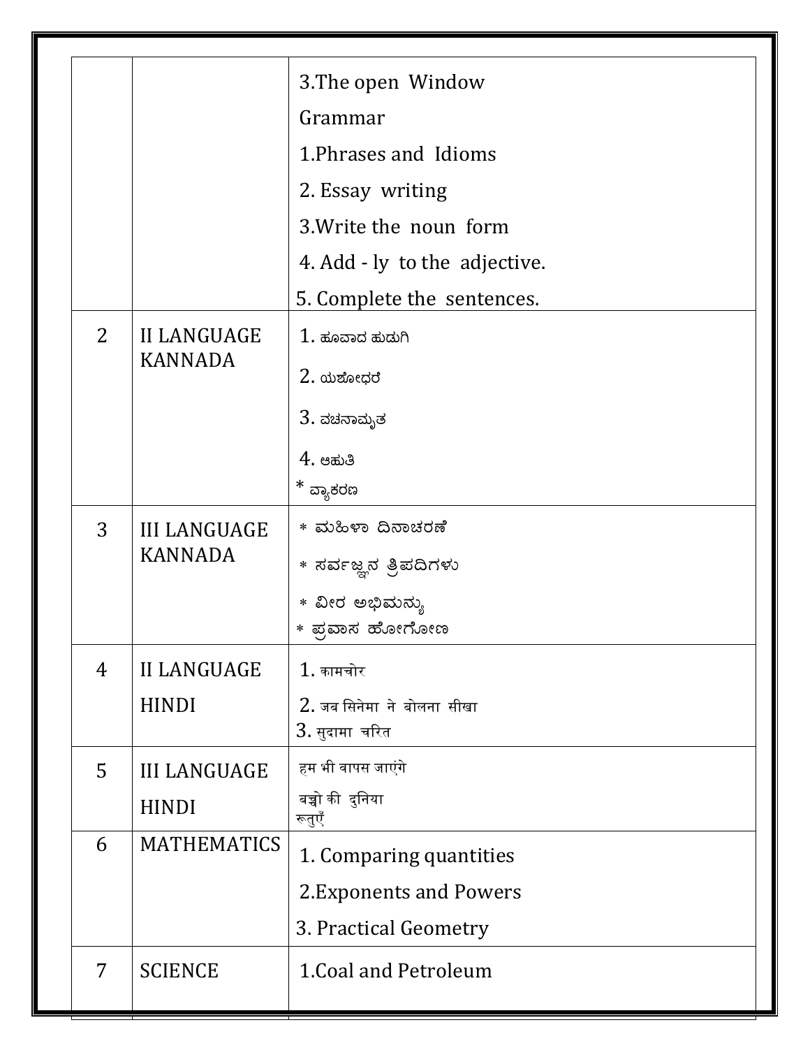| | | |
|---|---|---|
| | | 3.The open Window<br>Grammar<br>1.Phrases and Idioms<br>2. Essay writing<br>3.Write the noun form<br>4. Add - ly to the adjective.<br>5. Complete the sentences. |
| 2 | II LANGUAGE KANNADA | 1. ಹೂವಾದ ಹುಡುಗಿ<br>2. ಯಶೋಧರೆ<br>3. ವಚನಾಮೃತ<br>4. ಆಹುತಿ<br>* ವ್ಯಾಕರಣ |
| 3 | III LANGUAGE KANNADA | * ಮಹಿಳಾ ದಿನಾಚರಣೆ<br>* ಸರ್ವಜ್ಞನ ತ್ರಿಪದಿಗಳು<br>* ವೀರ ಅಭಿಮನ್ಯು<br>* ಪ್ರವಾಸ ಹೋಗೋಣ |
| 4 | II LANGUAGE HINDI | 1. कामचोर<br>2. जब सिनेमा ने बोलना सीखा<br>3. सुदामा चरित |
| 5 | III LANGUAGE HINDI | हम भी वापस जाएंगे<br>बच्चो की दुनिया<br>रूतुएँ |
| 6 | MATHEMATICS | 1. Comparing quantities<br>2.Exponents and Powers<br>3. Practical Geometry |
| 7 | SCIENCE | 1.Coal and Petroleum |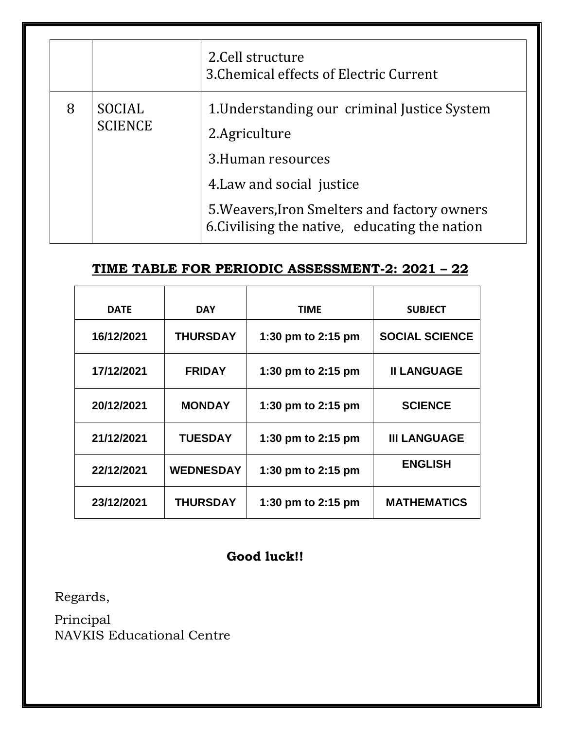| | | |
|---|---|---|
| | | 2.Cell structure<br>3.Chemical effects of Electric Current |
| 8 | SOCIAL SCIENCE | 1.Understanding our criminal Justice System<br>2.Agriculture<br>3.Human resources<br>4.Law and social justice<br>5.Weavers,Iron Smelters and factory owners<br>6.Civilising the native, educating the nation |

## TIME TABLE FOR PERIODIC ASSESSMENT-2: 2021 – 22

| DATE | DAY | TIME | SUBJECT |
|---|---|---|---|
| 16/12/2021 | THURSDAY | 1:30 pm to 2:15 pm | SOCIAL SCIENCE |
| 17/12/2021 | FRIDAY | 1:30 pm to 2:15 pm | II LANGUAGE |
| 20/12/2021 | MONDAY | 1:30 pm to 2:15 pm | SCIENCE |
| 21/12/2021 | TUESDAY | 1:30 pm to 2:15 pm | III LANGUAGE |
| 22/12/2021 | WEDNESDAY | 1:30 pm to 2:15 pm | ENGLISH |
| 23/12/2021 | THURSDAY | 1:30 pm to 2:15 pm | MATHEMATICS |

**Good luck!!**

Regards,

Principal
NAVKIS Educational Centre